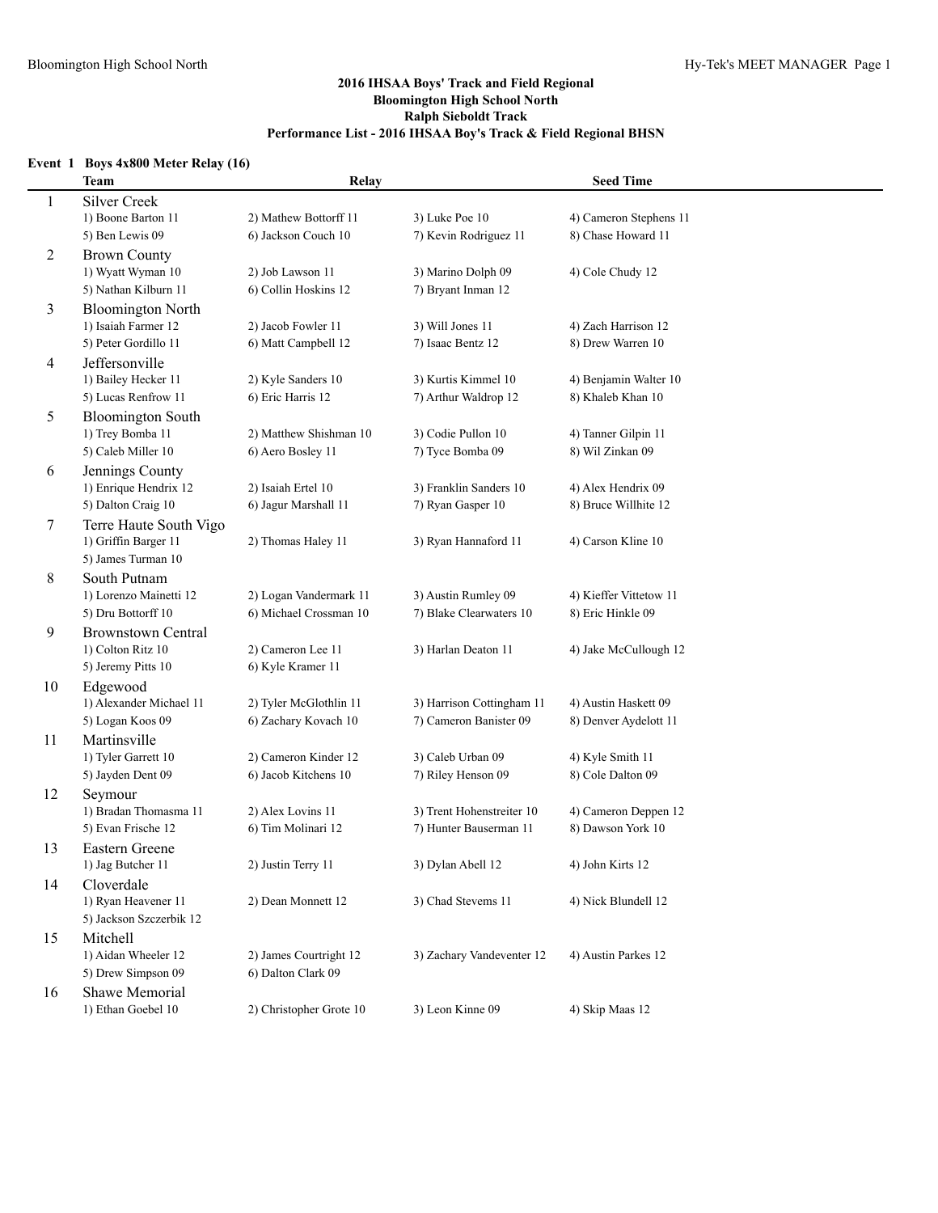**2016 IHSAA Boys' Track and Field Regional**
**Bloomington High School North**
**Ralph Sieboldt Track**
**Performance List - 2016 IHSAA Boy's Track & Field Regional BHSN**

### Event 1 Boys 4x800 Meter Relay (16)

| | Team | Relay | | Seed Time |
|---|---|---|---|---|
| 1 | Silver Creek | | | |
| | 1) Boone Barton 11 | 2) Mathew Bottorff 11 | 3) Luke Poe 10 | 4) Cameron Stephens 11 |
| | 5) Ben Lewis 09 | 6) Jackson Couch 10 | 7) Kevin Rodriguez 11 | 8) Chase Howard 11 |
| 2 | Brown County | | | |
| | 1) Wyatt Wyman 10 | 2) Job Lawson 11 | 3) Marino Dolph 09 | 4) Cole Chudy 12 |
| | 5) Nathan Kilburn 11 | 6) Collin Hoskins 12 | 7) Bryant Inman 12 | |
| 3 | Bloomington North | | | |
| | 1) Isaiah Farmer 12 | 2) Jacob Fowler 11 | 3) Will Jones 11 | 4) Zach Harrison 12 |
| | 5) Peter Gordillo 11 | 6) Matt Campbell 12 | 7) Isaac Bentz 12 | 8) Drew Warren 10 |
| 4 | Jeffersonville | | | |
| | 1) Bailey Hecker 11 | 2) Kyle Sanders 10 | 3) Kurtis Kimmel 10 | 4) Benjamin Walter 10 |
| | 5) Lucas Renfrow 11 | 6) Eric Harris 12 | 7) Arthur Waldrop 12 | 8) Khaleb Khan 10 |
| 5 | Bloomington South | | | |
| | 1) Trey Bomba 11 | 2) Matthew Shishman 10 | 3) Codie Pullon 10 | 4) Tanner Gilpin 11 |
| | 5) Caleb Miller 10 | 6) Aero Bosley 11 | 7) Tyce Bomba 09 | 8) Wil Zinkan 09 |
| 6 | Jennings County | | | |
| | 1) Enrique Hendrix 12 | 2) Isaiah Ertel 10 | 3) Franklin Sanders 10 | 4) Alex Hendrix 09 |
| | 5) Dalton Craig 10 | 6) Jagur Marshall 11 | 7) Ryan Gasper 10 | 8) Bruce Willhite 12 |
| 7 | Terre Haute South Vigo | | | |
| | 1) Griffin Barger 11 | 2) Thomas Haley 11 | 3) Ryan Hannaford 11 | 4) Carson Kline 10 |
| | 5) James Turman 10 | | | |
| 8 | South Putnam | | | |
| | 1) Lorenzo Mainetti 12 | 2) Logan Vandermark 11 | 3) Austin Rumley 09 | 4) Kieffer Vittetow 11 |
| | 5) Dru Bottorff 10 | 6) Michael Crossman 10 | 7) Blake Clearwaters 10 | 8) Eric Hinkle 09 |
| 9 | Brownstown Central | | | |
| | 1) Colton Ritz 10 | 2) Cameron Lee 11 | 3) Harlan Deaton 11 | 4) Jake McCullough 12 |
| | 5) Jeremy Pitts 10 | 6) Kyle Kramer 11 | | |
| 10 | Edgewood | | | |
| | 1) Alexander Michael 11 | 2) Tyler McGlothlin 11 | 3) Harrison Cottingham 11 | 4) Austin Haskett 09 |
| | 5) Logan Koos 09 | 6) Zachary Kovach 10 | 7) Cameron Banister 09 | 8) Denver Aydelott 11 |
| 11 | Martinsville | | | |
| | 1) Tyler Garrett 10 | 2) Cameron Kinder 12 | 3) Caleb Urban 09 | 4) Kyle Smith 11 |
| | 5) Jayden Dent 09 | 6) Jacob Kitchens 10 | 7) Riley Henson 09 | 8) Cole Dalton 09 |
| 12 | Seymour | | | |
| | 1) Bradan Thomasma 11 | 2) Alex Lovins 11 | 3) Trent Hohenstreiter 10 | 4) Cameron Deppen 12 |
| | 5) Evan Frische 12 | 6) Tim Molinari 12 | 7) Hunter Bauserman 11 | 8) Dawson York 10 |
| 13 | Eastern Greene | | | |
| | 1) Jag Butcher 11 | 2) Justin Terry 11 | 3) Dylan Abell 12 | 4) John Kirts 12 |
| 14 | Cloverdale | | | |
| | 1) Ryan Heavener 11 | 2) Dean Monnett 12 | 3) Chad Stevems 11 | 4) Nick Blundell 12 |
| | 5) Jackson Szczerbik 12 | | | |
| 15 | Mitchell | | | |
| | 1) Aidan Wheeler 12 | 2) James Courtright 12 | 3) Zachary Vandeventer 12 | 4) Austin Parkes 12 |
| | 5) Drew Simpson 09 | 6) Dalton Clark 09 | | |
| 16 | Shawe Memorial | | | |
| | 1) Ethan Goebel 10 | 2) Christopher Grote 10 | 3) Leon Kinne 09 | 4) Skip Maas 12 |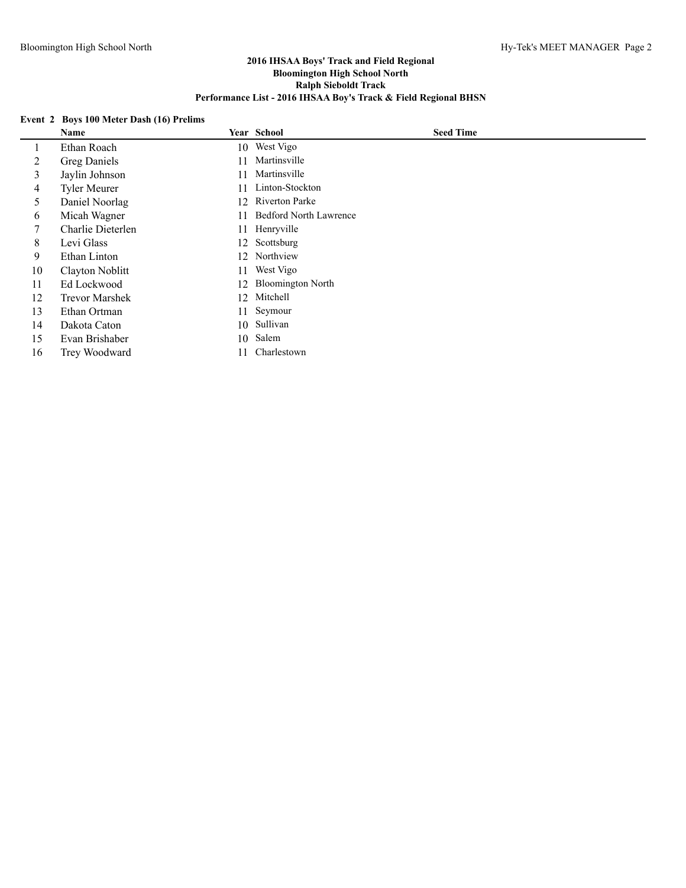**2016 IHSAA Boys' Track and Field Regional**
**Bloomington High School North**
**Ralph Sieboldt Track**
**Performance List - 2016 IHSAA Boy's Track & Field Regional BHSN**

**Event 2 Boys 100 Meter Dash (16) Prelims**

| | Name | Year | School | Seed Time |
|---|---|---|---|---|
| 1 | Ethan Roach | 10 | West Vigo | |
| 2 | Greg Daniels | 11 | Martinsville | |
| 3 | Jaylin Johnson | 11 | Martinsville | |
| 4 | Tyler Meurer | 11 | Linton-Stockton | |
| 5 | Daniel Noorlag | 12 | Riverton Parke | |
| 6 | Micah Wagner | 11 | Bedford North Lawrence | |
| 7 | Charlie Dieterlen | 11 | Henryville | |
| 8 | Levi Glass | 12 | Scottsburg | |
| 9 | Ethan Linton | 12 | Northview | |
| 10 | Clayton Noblitt | 11 | West Vigo | |
| 11 | Ed Lockwood | 12 | Bloomington North | |
| 12 | Trevor Marshek | 12 | Mitchell | |
| 13 | Ethan Ortman | 11 | Seymour | |
| 14 | Dakota Caton | 10 | Sullivan | |
| 15 | Evan Brishaber | 10 | Salem | |
| 16 | Trey Woodward | 11 | Charlestown | |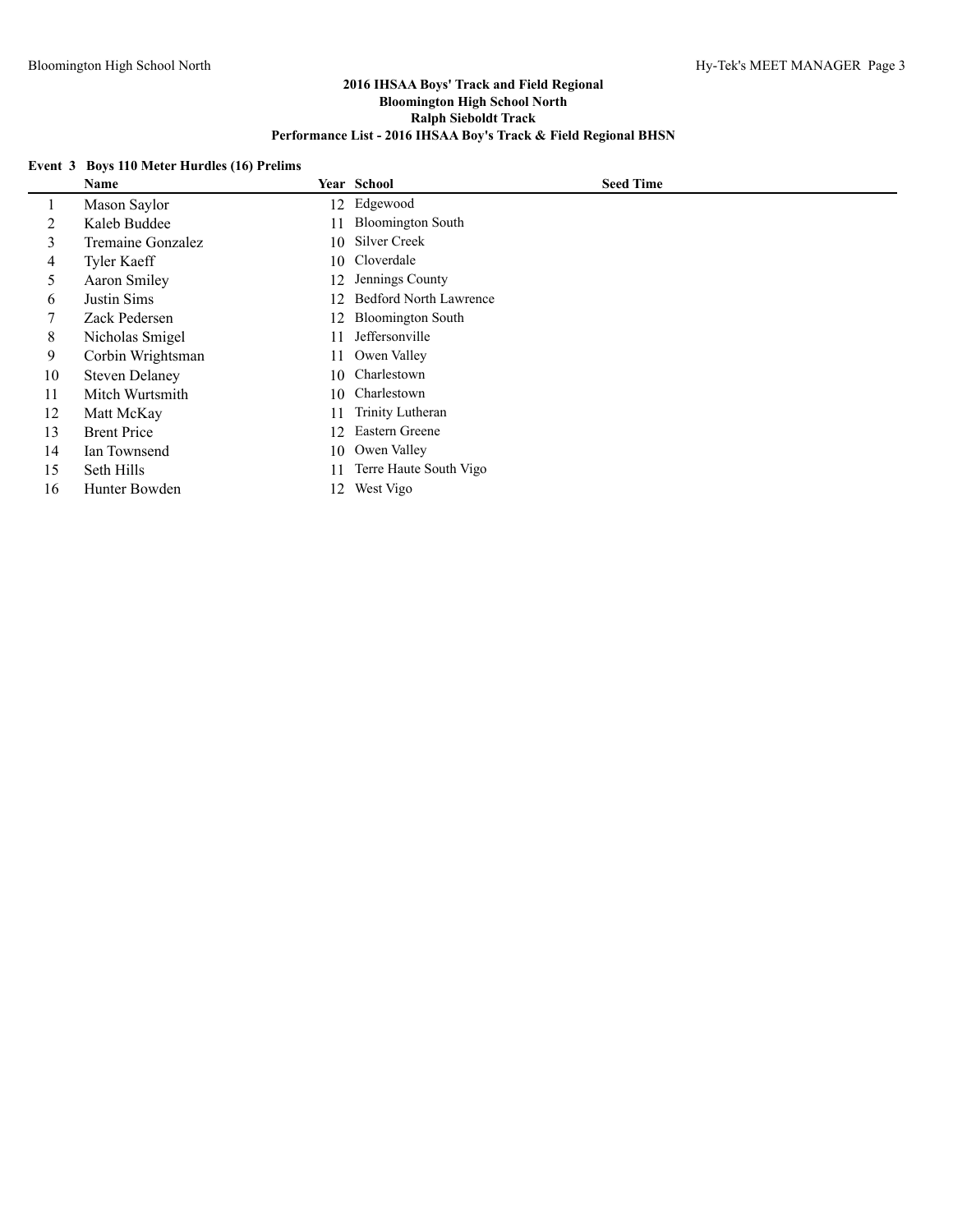**2016 IHSAA Boys' Track and Field Regional**
**Bloomington High School North**
**Ralph Sieboldt Track**
**Performance List - 2016 IHSAA Boy's Track & Field Regional BHSN**

**Event 3 Boys 110 Meter Hurdles (16) Prelims**

| | Name | Year | School | Seed Time |
|---|---|---|---|---|
| 1 | Mason Saylor | 12 | Edgewood | |
| 2 | Kaleb Buddee | 11 | Bloomington South | |
| 3 | Tremaine Gonzalez | 10 | Silver Creek | |
| 4 | Tyler Kaeff | 10 | Cloverdale | |
| 5 | Aaron Smiley | 12 | Jennings County | |
| 6 | Justin Sims | 12 | Bedford North Lawrence | |
| 7 | Zack Pedersen | 12 | Bloomington South | |
| 8 | Nicholas Smigel | 11 | Jeffersonville | |
| 9 | Corbin Wrightsman | 11 | Owen Valley | |
| 10 | Steven Delaney | 10 | Charlestown | |
| 11 | Mitch Wurtsmith | 10 | Charlestown | |
| 12 | Matt McKay | 11 | Trinity Lutheran | |
| 13 | Brent Price | 12 | Eastern Greene | |
| 14 | Ian Townsend | 10 | Owen Valley | |
| 15 | Seth Hills | 11 | Terre Haute South Vigo | |
| 16 | Hunter Bowden | 12 | West Vigo | |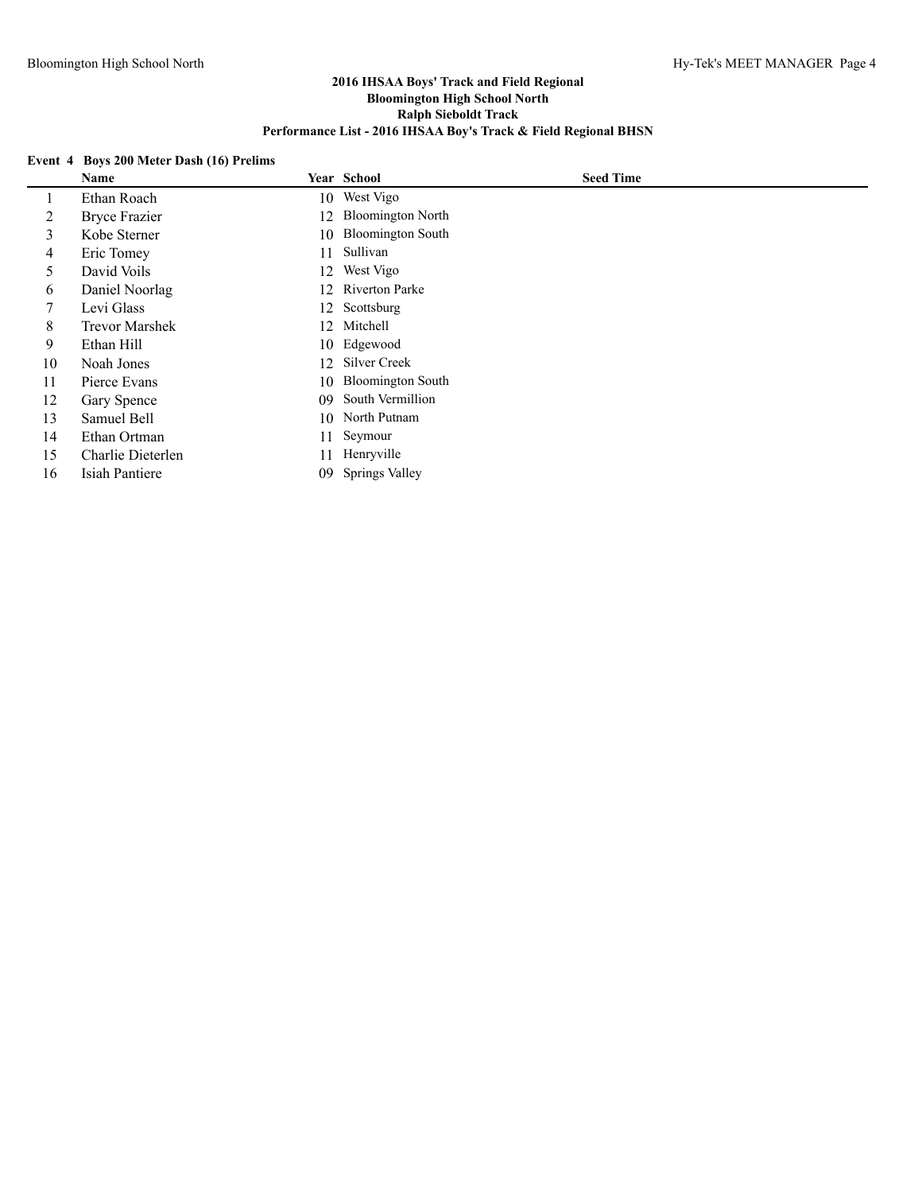## 2016 IHSAA Boys' Track and Field Regional
## Bloomington High School North
## Ralph Sieboldt Track
## Performance List - 2016 IHSAA Boy's Track & Field Regional BHSN

### Event 4 Boys 200 Meter Dash (16) Prelims

| | Name | Year | School | Seed Time |
|---|---|---|---|---|
| 1 | Ethan Roach | 10 | West Vigo | |
| 2 | Bryce Frazier | 12 | Bloomington North | |
| 3 | Kobe Sterner | 10 | Bloomington South | |
| 4 | Eric Tomey | 11 | Sullivan | |
| 5 | David Voils | 12 | West Vigo | |
| 6 | Daniel Noorlag | 12 | Riverton Parke | |
| 7 | Levi Glass | 12 | Scottsburg | |
| 8 | Trevor Marshek | 12 | Mitchell | |
| 9 | Ethan Hill | 10 | Edgewood | |
| 10 | Noah Jones | 12 | Silver Creek | |
| 11 | Pierce Evans | 10 | Bloomington South | |
| 12 | Gary Spence | 09 | South Vermillion | |
| 13 | Samuel Bell | 10 | North Putnam | |
| 14 | Ethan Ortman | 11 | Seymour | |
| 15 | Charlie Dieterlen | 11 | Henryville | |
| 16 | Isiah Pantiere | 09 | Springs Valley | |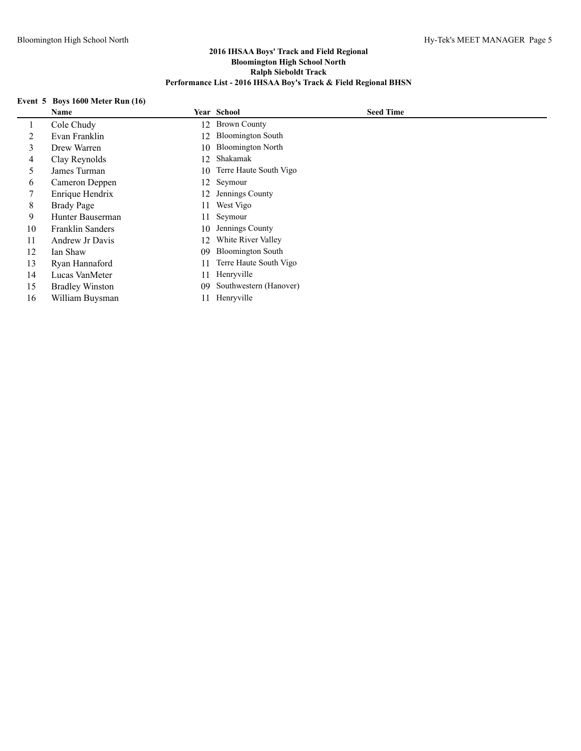## 2016 IHSAA Boys' Track and Field Regional
## Bloomington High School North
## Ralph Sieboldt Track
## Performance List - 2016 IHSAA Boy's Track & Field Regional BHSN

### Event 5 Boys 1600 Meter Run (16)

| | Name | Year | School | Seed Time |
|---|---|---|---|---|
| 1 | Cole Chudy | 12 | Brown County | |
| 2 | Evan Franklin | 12 | Bloomington South | |
| 3 | Drew Warren | 10 | Bloomington North | |
| 4 | Clay Reynolds | 12 | Shakamak | |
| 5 | James Turman | 10 | Terre Haute South Vigo | |
| 6 | Cameron Deppen | 12 | Seymour | |
| 7 | Enrique Hendrix | 12 | Jennings County | |
| 8 | Brady Page | 11 | West Vigo | |
| 9 | Hunter Bauserman | 11 | Seymour | |
| 10 | Franklin Sanders | 10 | Jennings County | |
| 11 | Andrew Jr Davis | 12 | White River Valley | |
| 12 | Ian Shaw | 09 | Bloomington South | |
| 13 | Ryan Hannaford | 11 | Terre Haute South Vigo | |
| 14 | Lucas VanMeter | 11 | Henryville | |
| 15 | Bradley Winston | 09 | Southwestern (Hanover) | |
| 16 | William Buysman | 11 | Henryville | |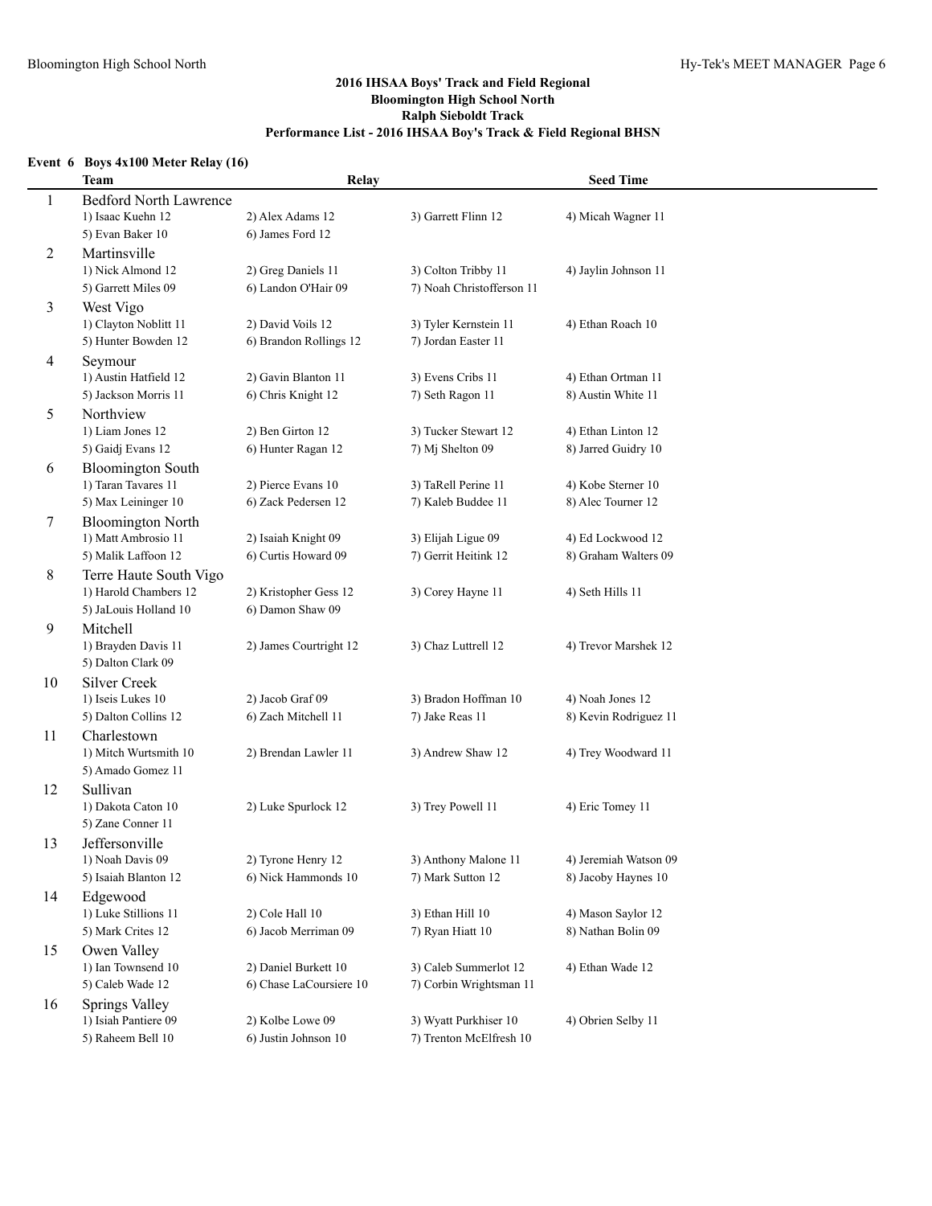## 2016 IHSAA Boys' Track and Field Regional
## Bloomington High School North
## Ralph Sieboldt Track
## Performance List - 2016 IHSAA Boy's Track & Field Regional BHSN

### Event 6 Boys 4x100 Meter Relay (16)

| | Team | Relay | | Seed Time |
|---|---|---|---|---|
| 1 | Bedford North Lawrence | | | |
| | 1) Isaac Kuehn 12 | 2) Alex Adams 12 | 3) Garrett Flinn 12 | 4) Micah Wagner 11 |
| | 5) Evan Baker 10 | 6) James Ford 12 | | |
| 2 | Martinsville | | | |
| | 1) Nick Almond 12 | 2) Greg Daniels 11 | 3) Colton Tribby 11 | 4) Jaylin Johnson 11 |
| | 5) Garrett Miles 09 | 6) Landon O'Hair 09 | 7) Noah Christofferson 11 | |
| 3 | West Vigo | | | |
| | 1) Clayton Noblitt 11 | 2) David Voils 12 | 3) Tyler Kernstein 11 | 4) Ethan Roach 10 |
| | 5) Hunter Bowden 12 | 6) Brandon Rollings 12 | 7) Jordan Easter 11 | |
| 4 | Seymour | | | |
| | 1) Austin Hatfield 12 | 2) Gavin Blanton 11 | 3) Evens Cribs 11 | 4) Ethan Ortman 11 |
| | 5) Jackson Morris 11 | 6) Chris Knight 12 | 7) Seth Ragon 11 | 8) Austin White 11 |
| 5 | Northview | | | |
| | 1) Liam Jones 12 | 2) Ben Girton 12 | 3) Tucker Stewart 12 | 4) Ethan Linton 12 |
| | 5) Gaidj Evans 12 | 6) Hunter Ragan 12 | 7) Mj Shelton 09 | 8) Jarred Guidry 10 |
| 6 | Bloomington South | | | |
| | 1) Taran Tavares 11 | 2) Pierce Evans 10 | 3) TaRell Perine 11 | 4) Kobe Sterner 10 |
| | 5) Max Leininger 10 | 6) Zack Pedersen 12 | 7) Kaleb Buddee 11 | 8) Alec Tourner 12 |
| 7 | Bloomington North | | | |
| | 1) Matt Ambrosio 11 | 2) Isaiah Knight 09 | 3) Elijah Ligue 09 | 4) Ed Lockwood 12 |
| | 5) Malik Laffoon 12 | 6) Curtis Howard 09 | 7) Gerrit Heitink 12 | 8) Graham Walters 09 |
| 8 | Terre Haute South Vigo | | | |
| | 1) Harold Chambers 12 | 2) Kristopher Gess 12 | 3) Corey Hayne 11 | 4) Seth Hills 11 |
| | 5) JaLouis Holland 10 | 6) Damon Shaw 09 | | |
| 9 | Mitchell | | | |
| | 1) Brayden Davis 11 | 2) James Courtright 12 | 3) Chaz Luttrell 12 | 4) Trevor Marshek 12 |
| | 5) Dalton Clark 09 | | | |
| 10 | Silver Creek | | | |
| | 1) Iseis Lukes 10 | 2) Jacob Graf 09 | 3) Bradon Hoffman 10 | 4) Noah Jones 12 |
| | 5) Dalton Collins 12 | 6) Zach Mitchell 11 | 7) Jake Reas 11 | 8) Kevin Rodriguez 11 |
| 11 | Charlestown | | | |
| | 1) Mitch Wurtsmith 10 | 2) Brendan Lawler 11 | 3) Andrew Shaw 12 | 4) Trey Woodward 11 |
| | 5) Amado Gomez 11 | | | |
| 12 | Sullivan | | | |
| | 1) Dakota Caton 10 | 2) Luke Spurlock 12 | 3) Trey Powell 11 | 4) Eric Tomey 11 |
| | 5) Zane Conner 11 | | | |
| 13 | Jeffersonville | | | |
| | 1) Noah Davis 09 | 2) Tyrone Henry 12 | 3) Anthony Malone 11 | 4) Jeremiah Watson 09 |
| | 5) Isaiah Blanton 12 | 6) Nick Hammonds 10 | 7) Mark Sutton 12 | 8) Jacoby Haynes 10 |
| 14 | Edgewood | | | |
| | 1) Luke Stillions 11 | 2) Cole Hall 10 | 3) Ethan Hill 10 | 4) Mason Saylor 12 |
| | 5) Mark Crites 12 | 6) Jacob Merriman 09 | 7) Ryan Hiatt 10 | 8) Nathan Bolin 09 |
| 15 | Owen Valley | | | |
| | 1) Ian Townsend 10 | 2) Daniel Burkett 10 | 3) Caleb Summerlot 12 | 4) Ethan Wade 12 |
| | 5) Caleb Wade 12 | 6) Chase LaCoursiere 10 | 7) Corbin Wrightsman 11 | |
| 16 | Springs Valley | | | |
| | 1) Isiah Pantiere 09 | 2) Kolbe Lowe 09 | 3) Wyatt Purkhiser 10 | 4) Obrien Selby 11 |
| | 5) Raheem Bell 10 | 6) Justin Johnson 10 | 7) Trenton McElfresh 10 | |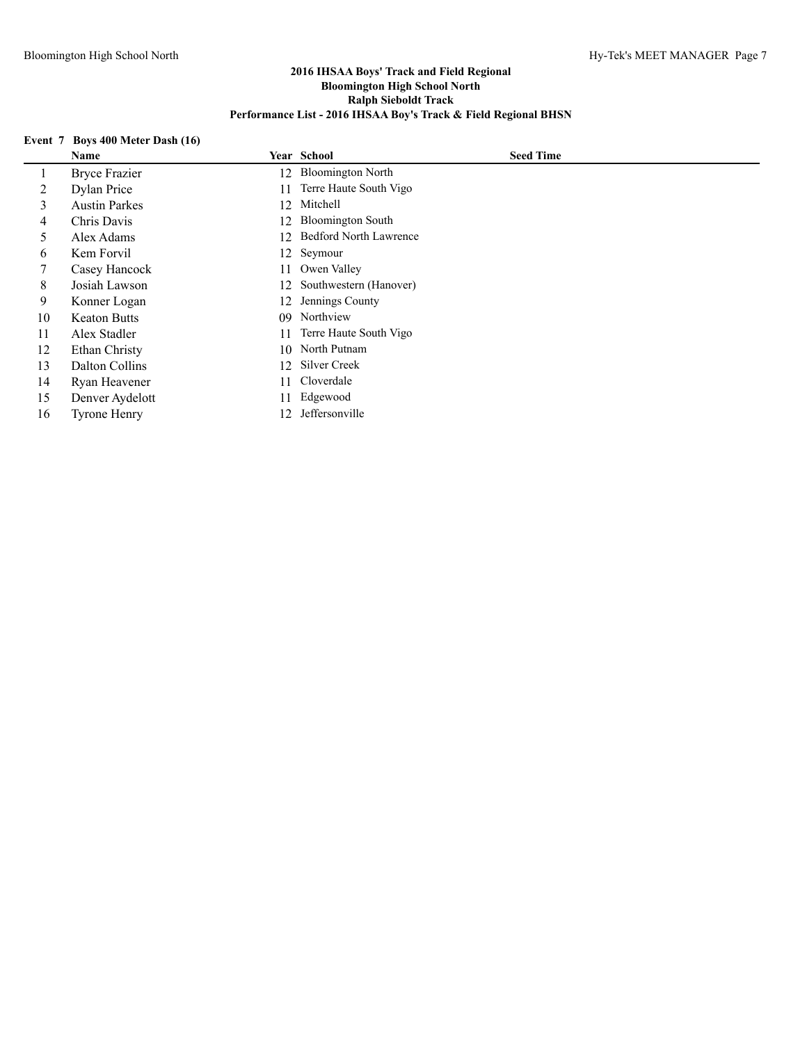**2016 IHSAA Boys' Track and Field Regional**
**Bloomington High School North**
**Ralph Sieboldt Track**
**Performance List - 2016 IHSAA Boy's Track & Field Regional BHSN**

**Event 7 Boys 400 Meter Dash (16)**

| | Name | Year | School | Seed Time |
|---|---|---|---|---|
| 1 | Bryce Frazier | 12 | Bloomington North | |
| 2 | Dylan Price | 11 | Terre Haute South Vigo | |
| 3 | Austin Parkes | 12 | Mitchell | |
| 4 | Chris Davis | 12 | Bloomington South | |
| 5 | Alex Adams | 12 | Bedford North Lawrence | |
| 6 | Kem Forvil | 12 | Seymour | |
| 7 | Casey Hancock | 11 | Owen Valley | |
| 8 | Josiah Lawson | 12 | Southwestern (Hanover) | |
| 9 | Konner Logan | 12 | Jennings County | |
| 10 | Keaton Butts | 09 | Northview | |
| 11 | Alex Stadler | 11 | Terre Haute South Vigo | |
| 12 | Ethan Christy | 10 | North Putnam | |
| 13 | Dalton Collins | 12 | Silver Creek | |
| 14 | Ryan Heavener | 11 | Cloverdale | |
| 15 | Denver Aydelott | 11 | Edgewood | |
| 16 | Tyrone Henry | 12 | Jeffersonville | |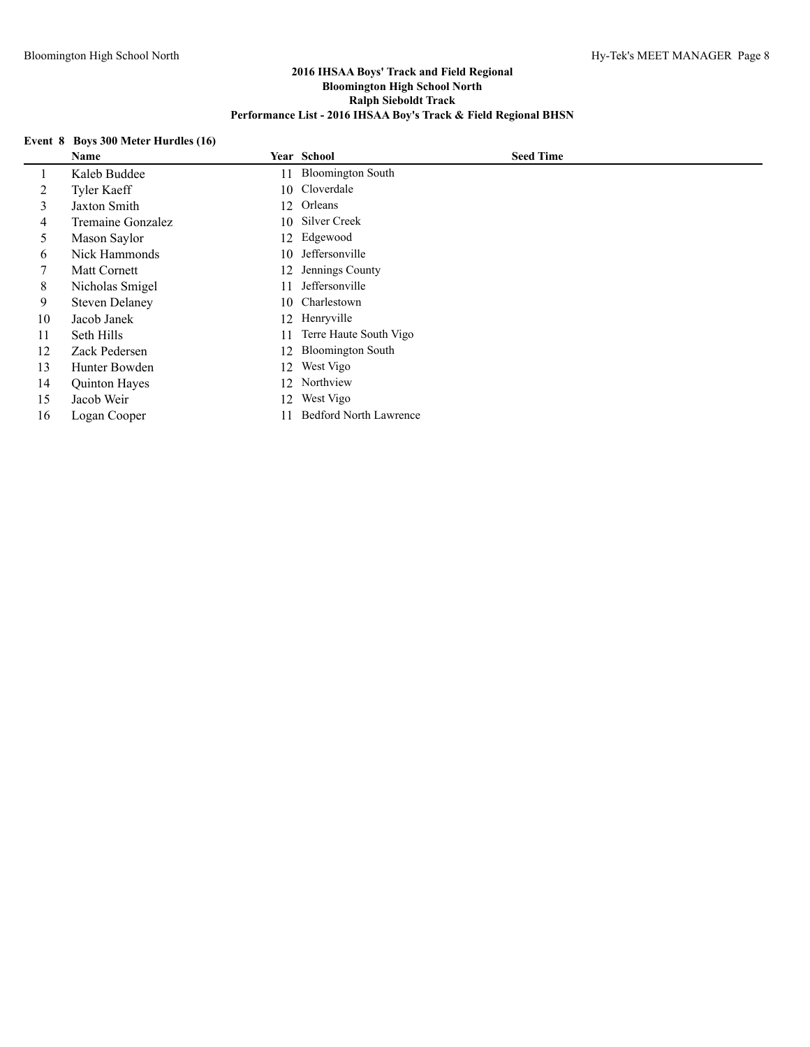## 2016 IHSAA Boys' Track and Field Regional
## Bloomington High School North
## Ralph Sieboldt Track
## Performance List - 2016 IHSAA Boy's Track & Field Regional BHSN

### Event 8 Boys 300 Meter Hurdles (16)

| | Name | Year | School | Seed Time |
|---|---|---|---|---|
| 1 | Kaleb Buddee | 11 | Bloomington South | |
| 2 | Tyler Kaeff | 10 | Cloverdale | |
| 3 | Jaxton Smith | 12 | Orleans | |
| 4 | Tremaine Gonzalez | 10 | Silver Creek | |
| 5 | Mason Saylor | 12 | Edgewood | |
| 6 | Nick Hammonds | 10 | Jeffersonville | |
| 7 | Matt Cornett | 12 | Jennings County | |
| 8 | Nicholas Smigel | 11 | Jeffersonville | |
| 9 | Steven Delaney | 10 | Charlestown | |
| 10 | Jacob Janek | 12 | Henryville | |
| 11 | Seth Hills | 11 | Terre Haute South Vigo | |
| 12 | Zack Pedersen | 12 | Bloomington South | |
| 13 | Hunter Bowden | 12 | West Vigo | |
| 14 | Quinton Hayes | 12 | Northview | |
| 15 | Jacob Weir | 12 | West Vigo | |
| 16 | Logan Cooper | 11 | Bedford North Lawrence | |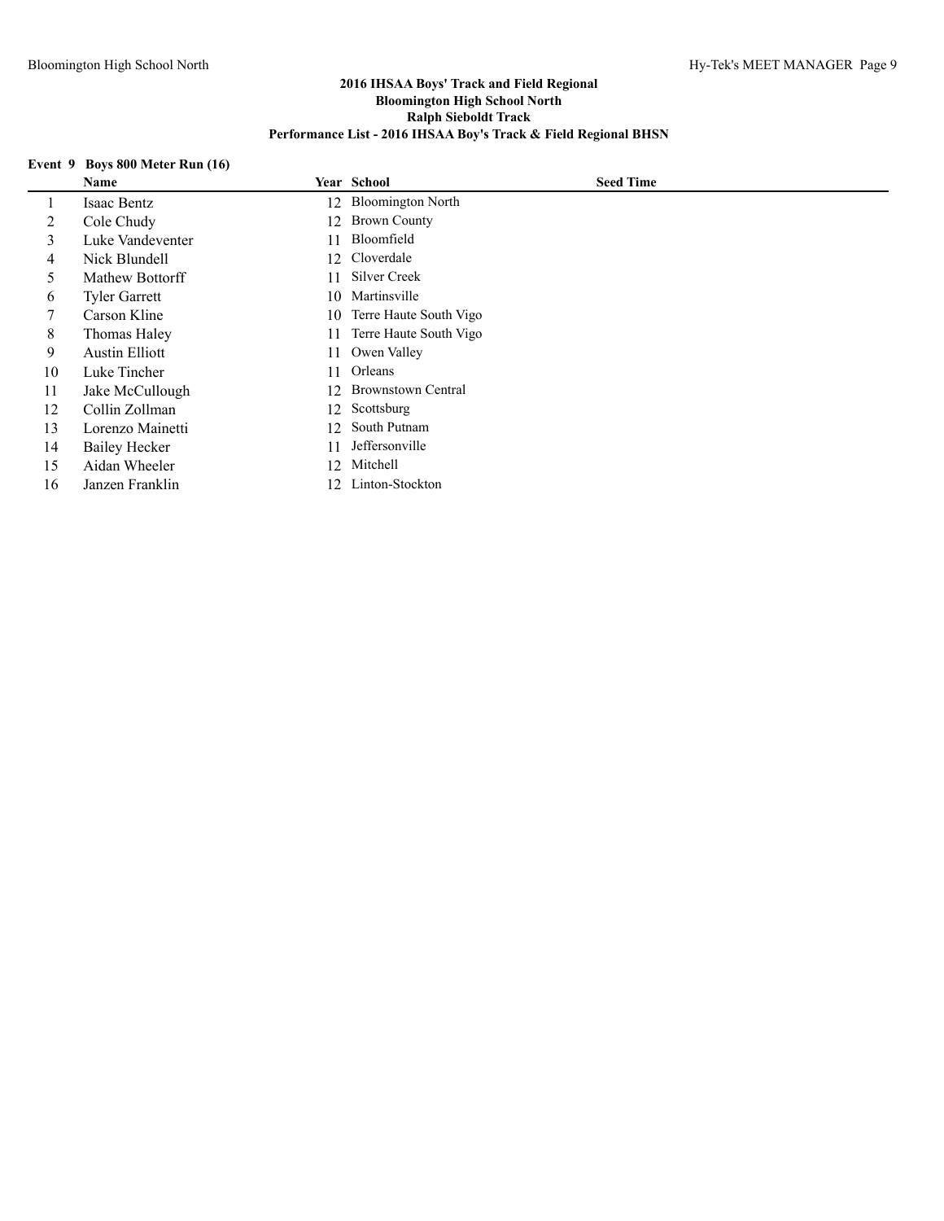**2016 IHSAA Boys' Track and Field Regional**
**Bloomington High School North**
**Ralph Sieboldt Track**
**Performance List - 2016 IHSAA Boy's Track & Field Regional BHSN**

**Event 9 Boys 800 Meter Run (16)**

| | Name | Year | School | Seed Time |
|---|---|---|---|---|
| 1 | Isaac Bentz | 12 | Bloomington North | |
| 2 | Cole Chudy | 12 | Brown County | |
| 3 | Luke Vandeventer | 11 | Bloomfield | |
| 4 | Nick Blundell | 12 | Cloverdale | |
| 5 | Mathew Bottorff | 11 | Silver Creek | |
| 6 | Tyler Garrett | 10 | Martinsville | |
| 7 | Carson Kline | 10 | Terre Haute South Vigo | |
| 8 | Thomas Haley | 11 | Terre Haute South Vigo | |
| 9 | Austin Elliott | 11 | Owen Valley | |
| 10 | Luke Tincher | 11 | Orleans | |
| 11 | Jake McCullough | 12 | Brownstown Central | |
| 12 | Collin Zollman | 12 | Scottsburg | |
| 13 | Lorenzo Mainetti | 12 | South Putnam | |
| 14 | Bailey Hecker | 11 | Jeffersonville | |
| 15 | Aidan Wheeler | 12 | Mitchell | |
| 16 | Janzen Franklin | 12 | Linton-Stockton | |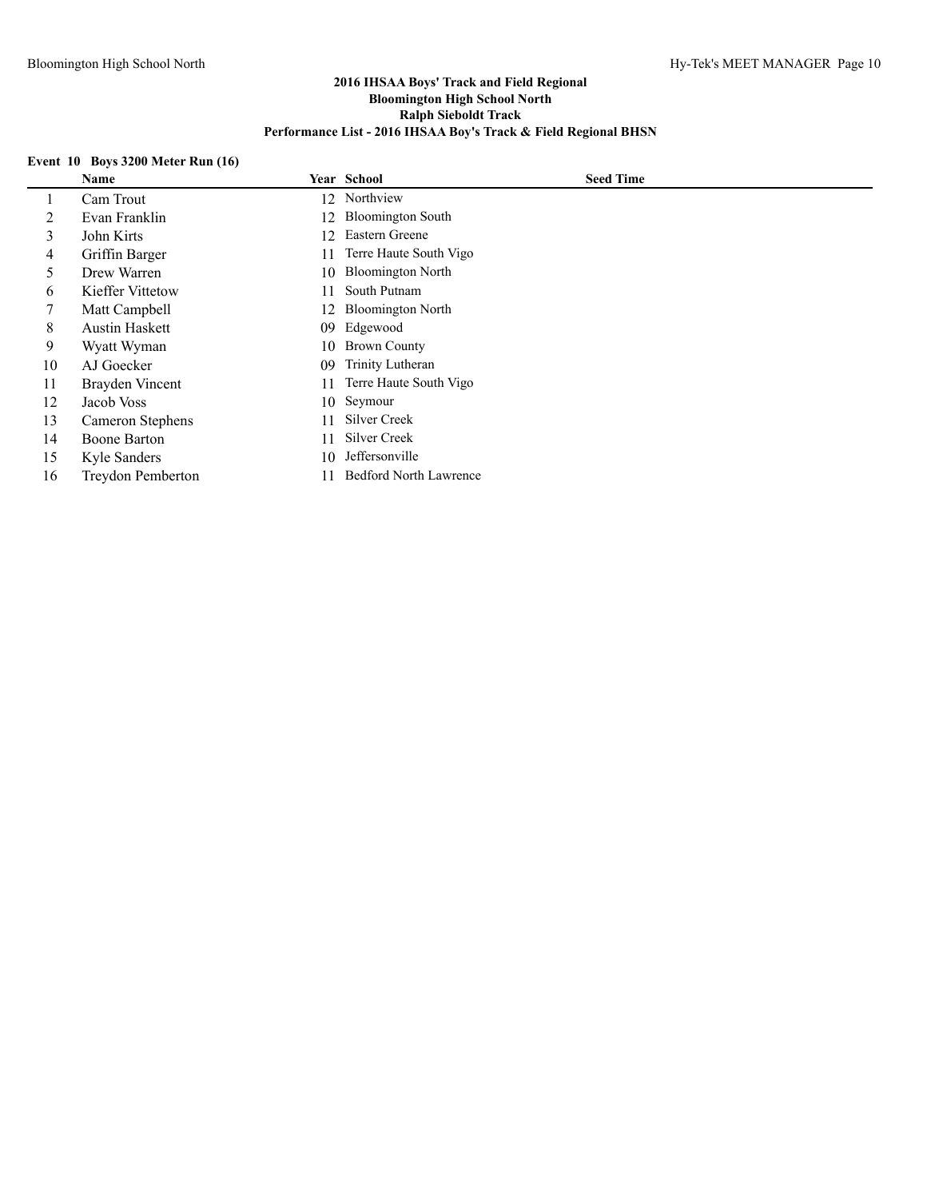**2016 IHSAA Boys' Track and Field Regional**
**Bloomington High School North**
**Ralph Sieboldt Track**
**Performance List - 2016 IHSAA Boy's Track & Field Regional BHSN**

### Event 10 Boys 3200 Meter Run (16)

| | Name | Year | School | Seed Time |
|---|---|---|---|---|
| 1 | Cam Trout | 12 | Northview | |
| 2 | Evan Franklin | 12 | Bloomington South | |
| 3 | John Kirts | 12 | Eastern Greene | |
| 4 | Griffin Barger | 11 | Terre Haute South Vigo | |
| 5 | Drew Warren | 10 | Bloomington North | |
| 6 | Kieffer Vittetow | 11 | South Putnam | |
| 7 | Matt Campbell | 12 | Bloomington North | |
| 8 | Austin Haskett | 09 | Edgewood | |
| 9 | Wyatt Wyman | 10 | Brown County | |
| 10 | AJ Goecker | 09 | Trinity Lutheran | |
| 11 | Brayden Vincent | 11 | Terre Haute South Vigo | |
| 12 | Jacob Voss | 10 | Seymour | |
| 13 | Cameron Stephens | 11 | Silver Creek | |
| 14 | Boone Barton | 11 | Silver Creek | |
| 15 | Kyle Sanders | 10 | Jeffersonville | |
| 16 | Treydon Pemberton | 11 | Bedford North Lawrence | |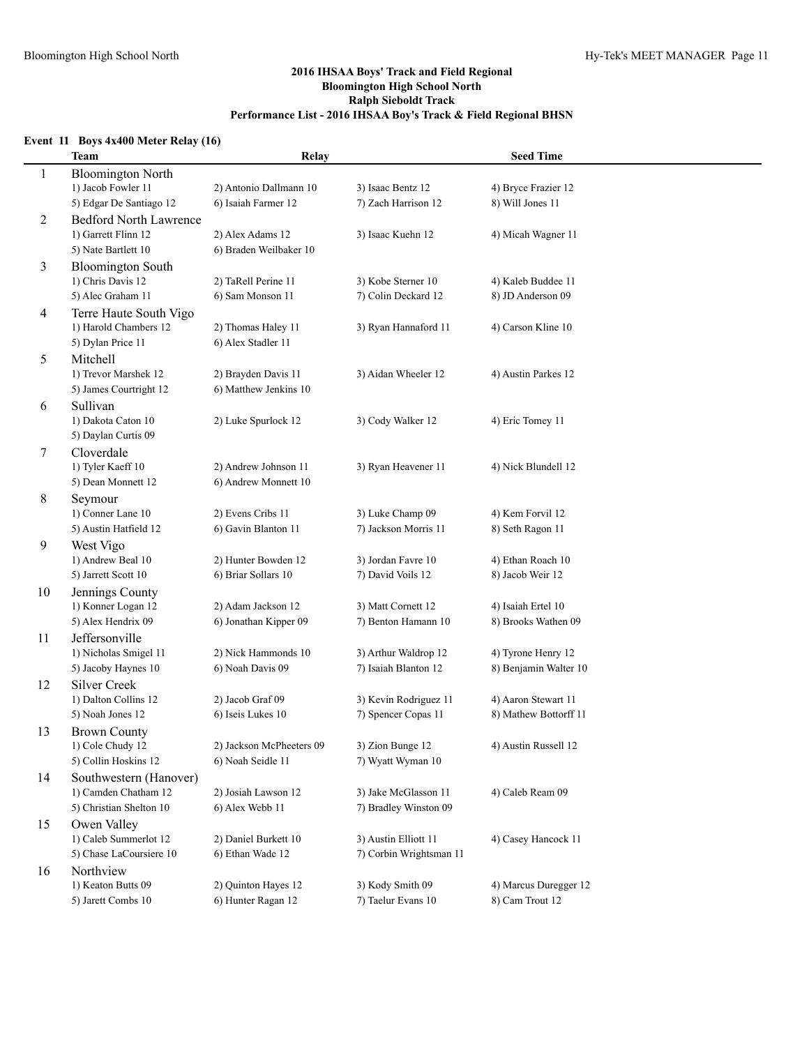## 2016 IHSAA Boys' Track and Field Regional
## Bloomington High School North
## Ralph Sieboldt Track
## Performance List - 2016 IHSAA Boy's Track & Field Regional BHSN

### Event 11 Boys 4x400 Meter Relay (16)

| | Team | Relay | | | Seed Time |
|---|---|---|---|---|---|
| 1 | Bloomington North | | | | |
| | 1) Jacob Fowler 11 | 2) Antonio Dallmann 10 | 3) Isaac Bentz 12 | 4) Bryce Frazier 12 | |
| | 5) Edgar De Santiago 12 | 6) Isaiah Farmer 12 | 7) Zach Harrison 12 | 8) Will Jones 11 | |
| 2 | Bedford North Lawrence | | | | |
| | 1) Garrett Flinn 12 | 2) Alex Adams 12 | 3) Isaac Kuehn 12 | 4) Micah Wagner 11 | |
| | 5) Nate Bartlett 10 | 6) Braden Weilbaker 10 | | | |
| 3 | Bloomington South | | | | |
| | 1) Chris Davis 12 | 2) TaRell Perine 11 | 3) Kobe Sterner 10 | 4) Kaleb Buddee 11 | |
| | 5) Alec Graham 11 | 6) Sam Monson 11 | 7) Colin Deckard 12 | 8) JD Anderson 09 | |
| 4 | Terre Haute South Vigo | | | | |
| | 1) Harold Chambers 12 | 2) Thomas Haley 11 | 3) Ryan Hannaford 11 | 4) Carson Kline 10 | |
| | 5) Dylan Price 11 | 6) Alex Stadler 11 | | | |
| 5 | Mitchell | | | | |
| | 1) Trevor Marshek 12 | 2) Brayden Davis 11 | 3) Aidan Wheeler 12 | 4) Austin Parkes 12 | |
| | 5) James Courtright 12 | 6) Matthew Jenkins 10 | | | |
| 6 | Sullivan | | | | |
| | 1) Dakota Caton 10 | 2) Luke Spurlock 12 | 3) Cody Walker 12 | 4) Eric Tomey 11 | |
| | 5) Daylan Curtis 09 | | | | |
| 7 | Cloverdale | | | | |
| | 1) Tyler Kaeff 10 | 2) Andrew Johnson 11 | 3) Ryan Heavener 11 | 4) Nick Blundell 12 | |
| | 5) Dean Monnett 12 | 6) Andrew Monnett 10 | | | |
| 8 | Seymour | | | | |
| | 1) Conner Lane 10 | 2) Evens Cribs 11 | 3) Luke Champ 09 | 4) Kem Forvil 12 | |
| | 5) Austin Hatfield 12 | 6) Gavin Blanton 11 | 7) Jackson Morris 11 | 8) Seth Ragon 11 | |
| 9 | West Vigo | | | | |
| | 1) Andrew Beal 10 | 2) Hunter Bowden 12 | 3) Jordan Favre 10 | 4) Ethan Roach 10 | |
| | 5) Jarrett Scott 10 | 6) Briar Sollars 10 | 7) David Voils 12 | 8) Jacob Weir 12 | |
| 10 | Jennings County | | | | |
| | 1) Konner Logan 12 | 2) Adam Jackson 12 | 3) Matt Cornett 12 | 4) Isaiah Ertel 10 | |
| | 5) Alex Hendrix 09 | 6) Jonathan Kipper 09 | 7) Benton Hamann 10 | 8) Brooks Wathen 09 | |
| 11 | Jeffersonville | | | | |
| | 1) Nicholas Smigel 11 | 2) Nick Hammonds 10 | 3) Arthur Waldrop 12 | 4) Tyrone Henry 12 | |
| | 5) Jacoby Haynes 10 | 6) Noah Davis 09 | 7) Isaiah Blanton 12 | 8) Benjamin Walter 10 | |
| 12 | Silver Creek | | | | |
| | 1) Dalton Collins 12 | 2) Jacob Graf 09 | 3) Kevin Rodriguez 11 | 4) Aaron Stewart 11 | |
| | 5) Noah Jones 12 | 6) Iseis Lukes 10 | 7) Spencer Copas 11 | 8) Mathew Bottorff 11 | |
| 13 | Brown County | | | | |
| | 1) Cole Chudy 12 | 2) Jackson McPheeters 09 | 3) Zion Bunge 12 | 4) Austin Russell 12 | |
| | 5) Collin Hoskins 12 | 6) Noah Seidle 11 | 7) Wyatt Wyman 10 | | |
| 14 | Southwestern (Hanover) | | | | |
| | 1) Camden Chatham 12 | 2) Josiah Lawson 12 | 3) Jake McGlasson 11 | 4) Caleb Ream 09 | |
| | 5) Christian Shelton 10 | 6) Alex Webb 11 | 7) Bradley Winston 09 | | |
| 15 | Owen Valley | | | | |
| | 1) Caleb Summerlot 12 | 2) Daniel Burkett 10 | 3) Austin Elliott 11 | 4) Casey Hancock 11 | |
| | 5) Chase LaCoursiere 10 | 6) Ethan Wade 12 | 7) Corbin Wrightsman 11 | | |
| 16 | Northview | | | | |
| | 1) Keaton Butts 09 | 2) Quinton Hayes 12 | 3) Kody Smith 09 | 4) Marcus Duregger 12 | |
| | 5) Jarett Combs 10 | 6) Hunter Ragan 12 | 7) Taelur Evans 10 | 8) Cam Trout 12 | |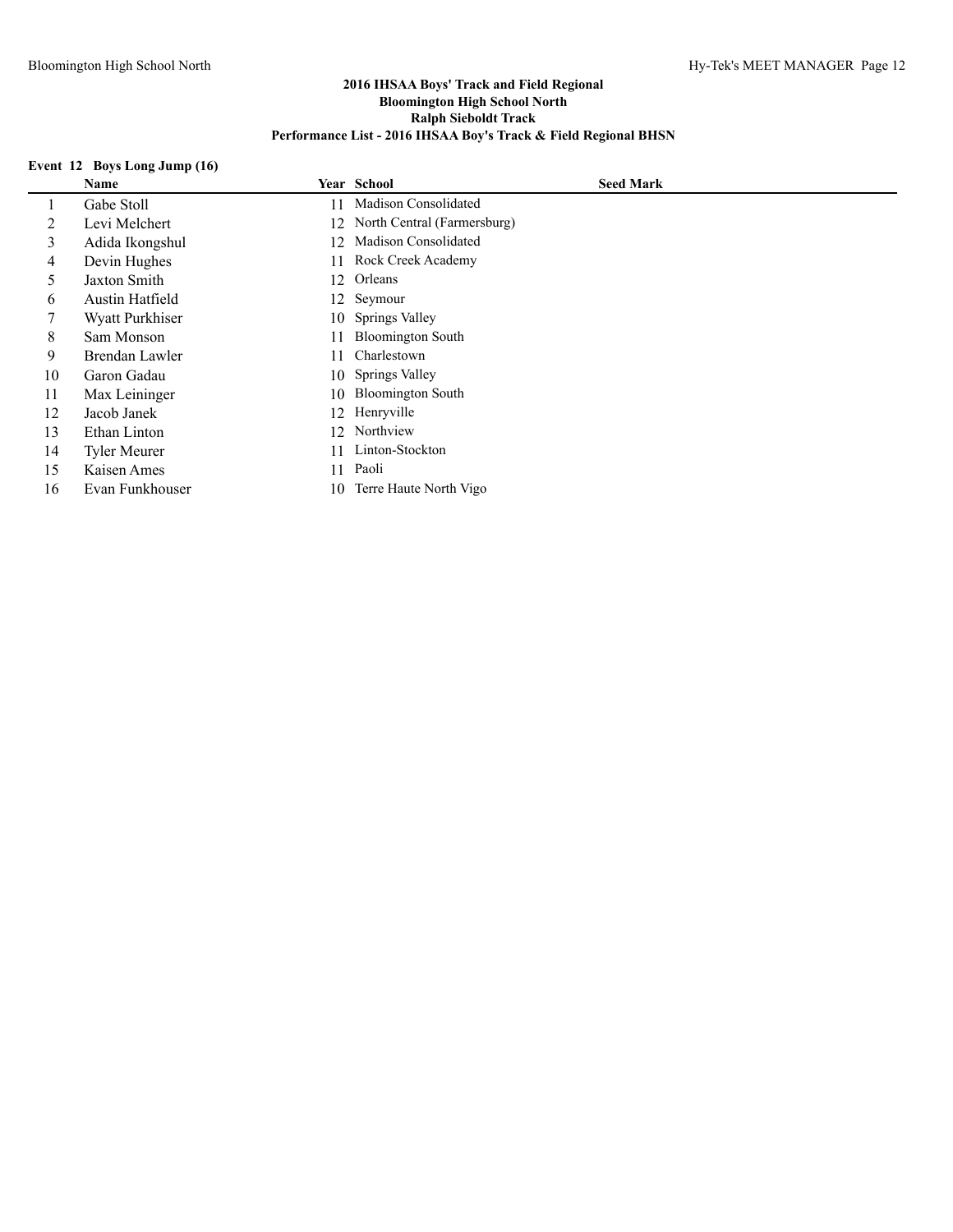# 2016 IHSAA Boys' Track and Field Regional
## Bloomington High School North
## Ralph Sieboldt Track
## Performance List - 2016 IHSAA Boy's Track & Field Regional BHSN

### Event 12 Boys Long Jump (16)

| | Name | Year | School | Seed Mark |
|---|---|---|---|---|
| 1 | Gabe Stoll | 11 | Madison Consolidated | |
| 2 | Levi Melchert | 12 | North Central (Farmersburg) | |
| 3 | Adida Ikongshul | 12 | Madison Consolidated | |
| 4 | Devin Hughes | 11 | Rock Creek Academy | |
| 5 | Jaxton Smith | 12 | Orleans | |
| 6 | Austin Hatfield | 12 | Seymour | |
| 7 | Wyatt Purkhiser | 10 | Springs Valley | |
| 8 | Sam Monson | 11 | Bloomington South | |
| 9 | Brendan Lawler | 11 | Charlestown | |
| 10 | Garon Gadau | 10 | Springs Valley | |
| 11 | Max Leininger | 10 | Bloomington South | |
| 12 | Jacob Janek | 12 | Henryville | |
| 13 | Ethan Linton | 12 | Northview | |
| 14 | Tyler Meurer | 11 | Linton-Stockton | |
| 15 | Kaisen Ames | 11 | Paoli | |
| 16 | Evan Funkhouser | 10 | Terre Haute North Vigo | |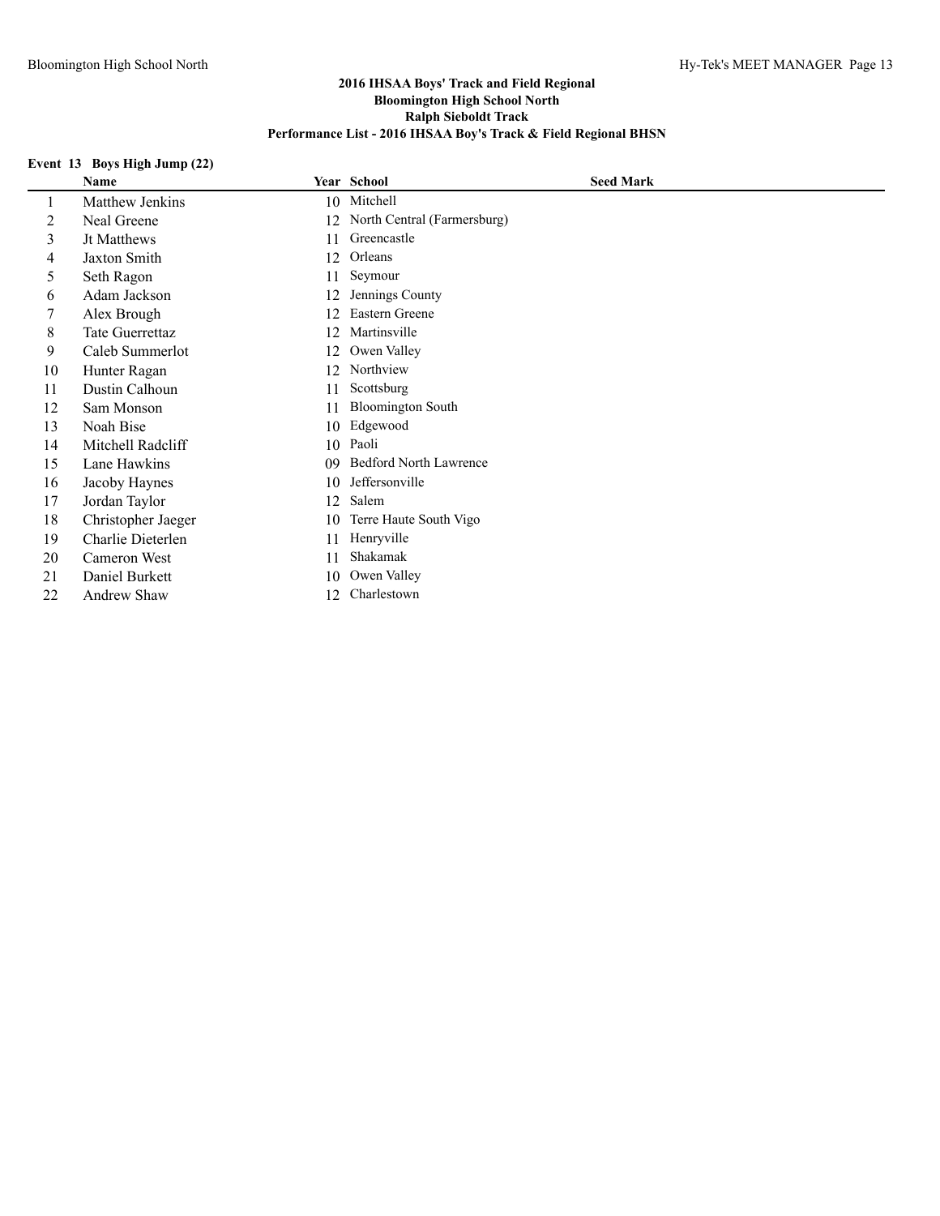# 2016 IHSAA Boys' Track and Field Regional
## Bloomington High School North
## Ralph Sieboldt Track
## Performance List - 2016 IHSAA Boy's Track & Field Regional BHSN

### Event 13 Boys High Jump (22)

| | Name | Year | School | Seed Mark |
|---|---|---|---|---|
| 1 | Matthew Jenkins | 10 | Mitchell | |
| 2 | Neal Greene | 12 | North Central (Farmersburg) | |
| 3 | Jt Matthews | 11 | Greencastle | |
| 4 | Jaxton Smith | 12 | Orleans | |
| 5 | Seth Ragon | 11 | Seymour | |
| 6 | Adam Jackson | 12 | Jennings County | |
| 7 | Alex Brough | 12 | Eastern Greene | |
| 8 | Tate Guerrettaz | 12 | Martinsville | |
| 9 | Caleb Summerlot | 12 | Owen Valley | |
| 10 | Hunter Ragan | 12 | Northview | |
| 11 | Dustin Calhoun | 11 | Scottsburg | |
| 12 | Sam Monson | 11 | Bloomington South | |
| 13 | Noah Bise | 10 | Edgewood | |
| 14 | Mitchell Radcliff | 10 | Paoli | |
| 15 | Lane Hawkins | 09 | Bedford North Lawrence | |
| 16 | Jacoby Haynes | 10 | Jeffersonville | |
| 17 | Jordan Taylor | 12 | Salem | |
| 18 | Christopher Jaeger | 10 | Terre Haute South Vigo | |
| 19 | Charlie Dieterlen | 11 | Henryville | |
| 20 | Cameron West | 11 | Shakamak | |
| 21 | Daniel Burkett | 10 | Owen Valley | |
| 22 | Andrew Shaw | 12 | Charlestown | |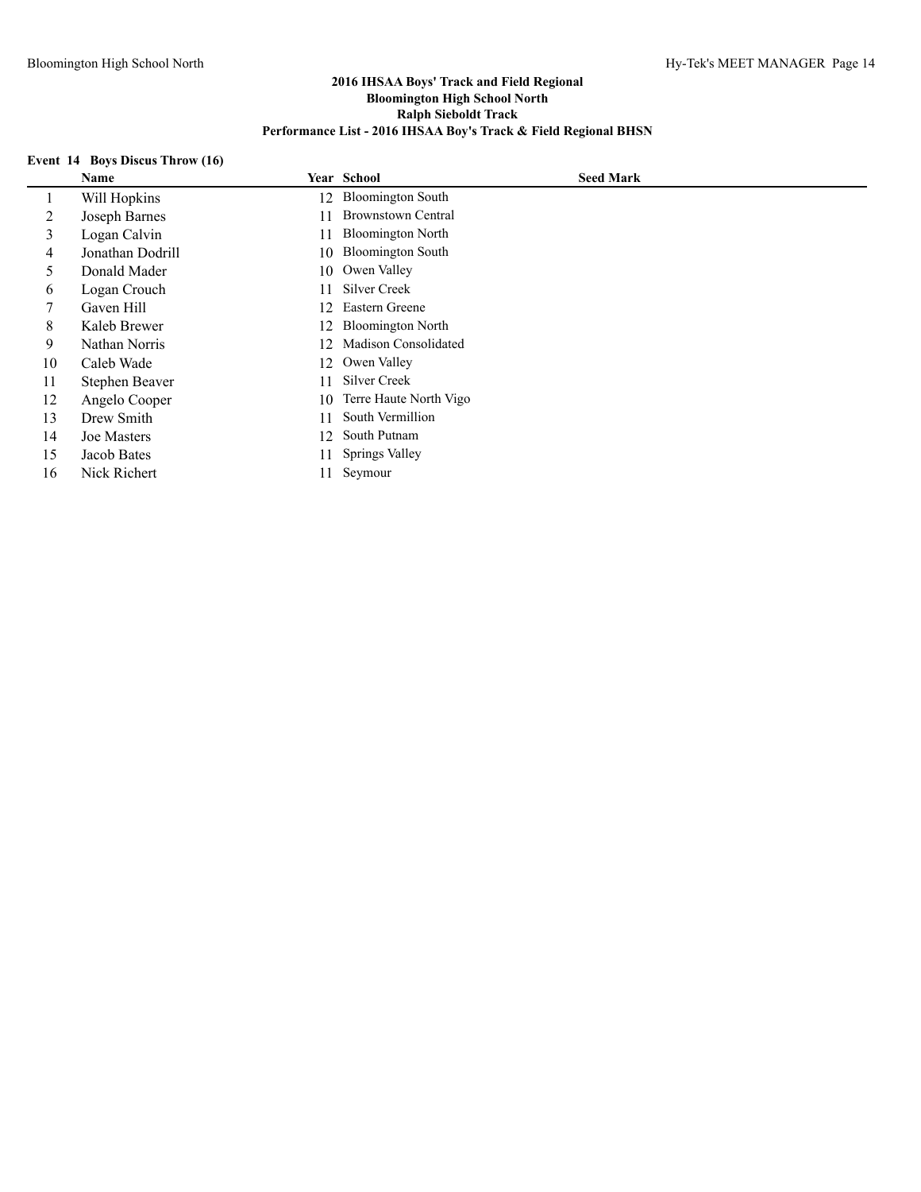# 2016 IHSAA Boys' Track and Field Regional
## Bloomington High School North
## Ralph Sieboldt Track
## Performance List - 2016 IHSAA Boy's Track & Field Regional BHSN

**Event 14 Boys Discus Throw (16)**

| | Name | Year | School | Seed Mark |
|---|---|---|---|---|
| 1 | Will Hopkins | 12 | Bloomington South | |
| 2 | Joseph Barnes | 11 | Brownstown Central | |
| 3 | Logan Calvin | 11 | Bloomington North | |
| 4 | Jonathan Dodrill | 10 | Bloomington South | |
| 5 | Donald Mader | 10 | Owen Valley | |
| 6 | Logan Crouch | 11 | Silver Creek | |
| 7 | Gaven Hill | 12 | Eastern Greene | |
| 8 | Kaleb Brewer | 12 | Bloomington North | |
| 9 | Nathan Norris | 12 | Madison Consolidated | |
| 10 | Caleb Wade | 12 | Owen Valley | |
| 11 | Stephen Beaver | 11 | Silver Creek | |
| 12 | Angelo Cooper | 10 | Terre Haute North Vigo | |
| 13 | Drew Smith | 11 | South Vermillion | |
| 14 | Joe Masters | 12 | South Putnam | |
| 15 | Jacob Bates | 11 | Springs Valley | |
| 16 | Nick Richert | 11 | Seymour | |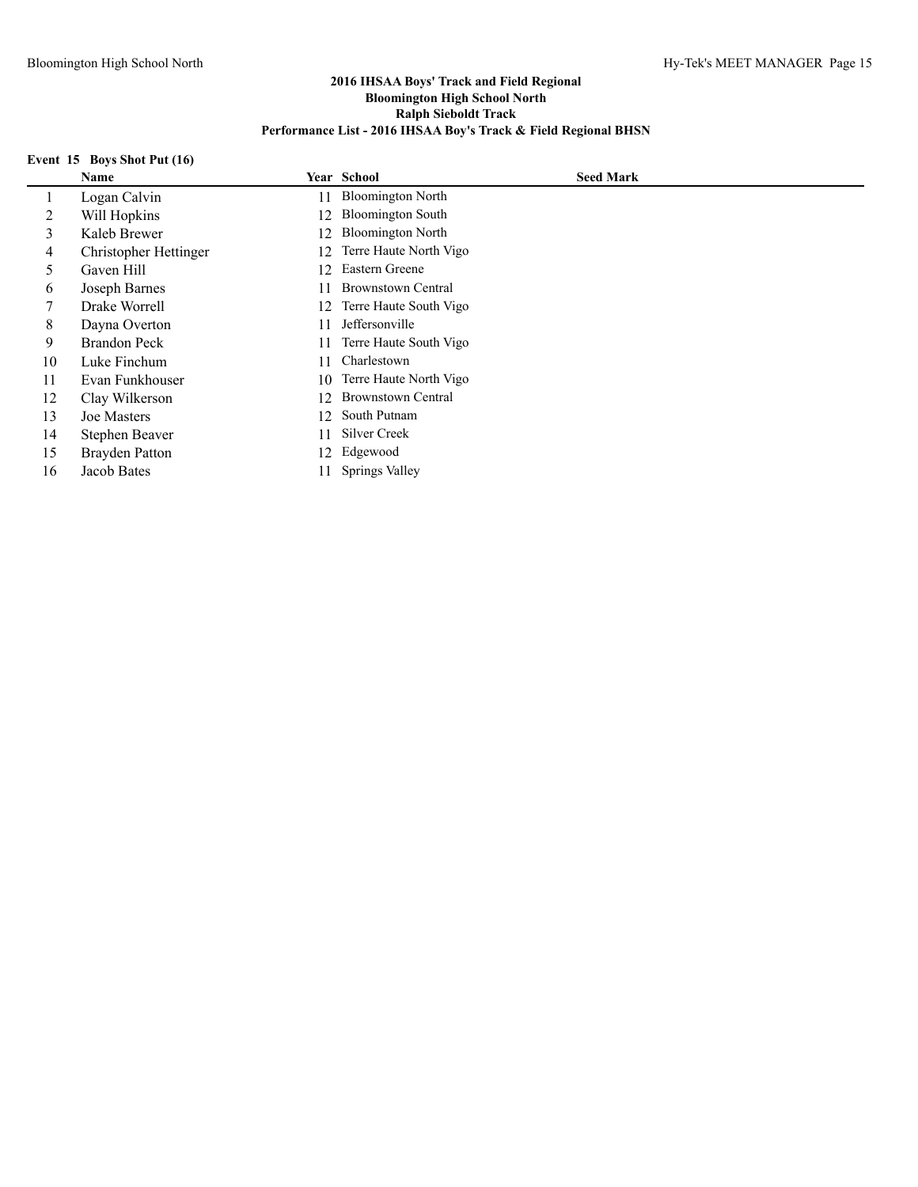# 2016 IHSAA Boys' Track and Field Regional
## Bloomington High School North
## Ralph Sieboldt Track
## Performance List - 2016 IHSAA Boy's Track & Field Regional BHSN

### Event 15 Boys Shot Put (16)

| | Name | Year | School | Seed Mark |
|---|---|---|---|---|
| 1 | Logan Calvin | 11 | Bloomington North | |
| 2 | Will Hopkins | 12 | Bloomington South | |
| 3 | Kaleb Brewer | 12 | Bloomington North | |
| 4 | Christopher Hettinger | 12 | Terre Haute North Vigo | |
| 5 | Gaven Hill | 12 | Eastern Greene | |
| 6 | Joseph Barnes | 11 | Brownstown Central | |
| 7 | Drake Worrell | 12 | Terre Haute South Vigo | |
| 8 | Dayna Overton | 11 | Jeffersonville | |
| 9 | Brandon Peck | 11 | Terre Haute South Vigo | |
| 10 | Luke Finchum | 11 | Charlestown | |
| 11 | Evan Funkhouser | 10 | Terre Haute North Vigo | |
| 12 | Clay Wilkerson | 12 | Brownstown Central | |
| 13 | Joe Masters | 12 | South Putnam | |
| 14 | Stephen Beaver | 11 | Silver Creek | |
| 15 | Brayden Patton | 12 | Edgewood | |
| 16 | Jacob Bates | 11 | Springs Valley | |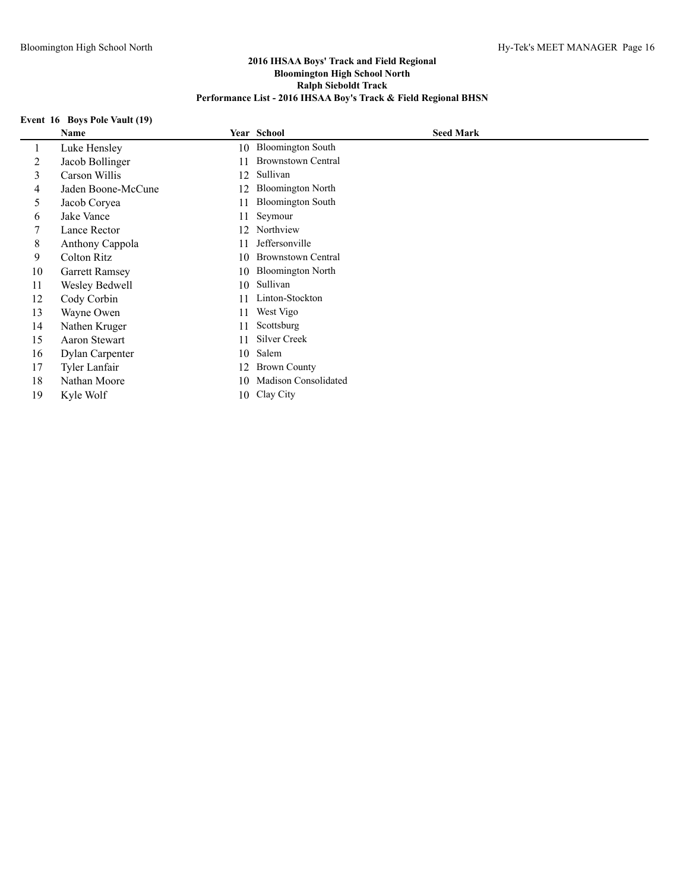## 2016 IHSAA Boys' Track and Field Regional
## Bloomington High School North
## Ralph Sieboldt Track
## Performance List - 2016 IHSAA Boy's Track & Field Regional BHSN

**Event 16 Boys Pole Vault (19)**

| | Name | Year | School | Seed Mark |
|---|---|---|---|---|
| 1 | Luke Hensley | 10 | Bloomington South | |
| 2 | Jacob Bollinger | 11 | Brownstown Central | |
| 3 | Carson Willis | 12 | Sullivan | |
| 4 | Jaden Boone-McCune | 12 | Bloomington North | |
| 5 | Jacob Coryea | 11 | Bloomington South | |
| 6 | Jake Vance | 11 | Seymour | |
| 7 | Lance Rector | 12 | Northview | |
| 8 | Anthony Cappola | 11 | Jeffersonville | |
| 9 | Colton Ritz | 10 | Brownstown Central | |
| 10 | Garrett Ramsey | 10 | Bloomington North | |
| 11 | Wesley Bedwell | 10 | Sullivan | |
| 12 | Cody Corbin | 11 | Linton-Stockton | |
| 13 | Wayne Owen | 11 | West Vigo | |
| 14 | Nathen Kruger | 11 | Scottsburg | |
| 15 | Aaron Stewart | 11 | Silver Creek | |
| 16 | Dylan Carpenter | 10 | Salem | |
| 17 | Tyler Lanfair | 12 | Brown County | |
| 18 | Nathan Moore | 10 | Madison Consolidated | |
| 19 | Kyle Wolf | 10 | Clay City | |